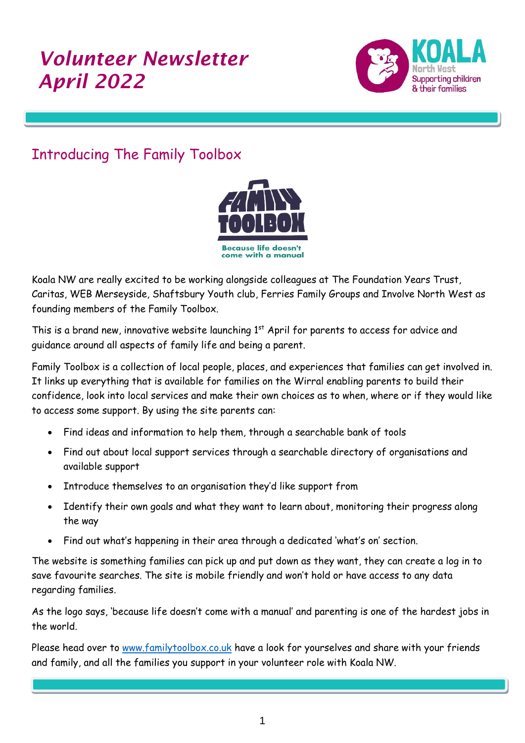# Volunteer Newsletter April 2022

KOALA North West
Supporting children & their families

## Introducing The Family Toolbox

FAMILY TOOLBOX
Because life doesn't come with a manual

Koala NW are really excited to be working alongside colleagues at The Foundation Years Trust, Caritas, WEB Merseyside, Shaftsbury Youth club, Ferries Family Groups and Involve North West as founding members of the Family Toolbox.

This is a brand new, innovative website launching 1st April for parents to access for advice and guidance around all aspects of family life and being a parent.

Family Toolbox is a collection of local people, places, and experiences that families can get involved in. It links up everything that is available for families on the Wirral enabling parents to build their confidence, look into local services and make their own choices as to when, where or if they would like to access some support. By using the site parents can:

- Find ideas and information to help them, through a searchable bank of tools
- Find out about local support services through a searchable directory of organisations and available support
- Introduce themselves to an organisation they'd like support from
- Identify their own goals and what they want to learn about, monitoring their progress along the way
- Find out what's happening in their area through a dedicated 'what's on' section.

The website is something families can pick up and put down as they want, they can create a log in to save favourite searches. The site is mobile friendly and won't hold or have access to any data regarding families.

As the logo says, 'because life doesn't come with a manual' and parenting is one of the hardest jobs in the world.

Please head over to [www.familytoolbox.co.uk](http://www.familytoolbox.co.uk) have a look for yourselves and share with your friends and family, and all the families you support in your volunteer role with Koala NW.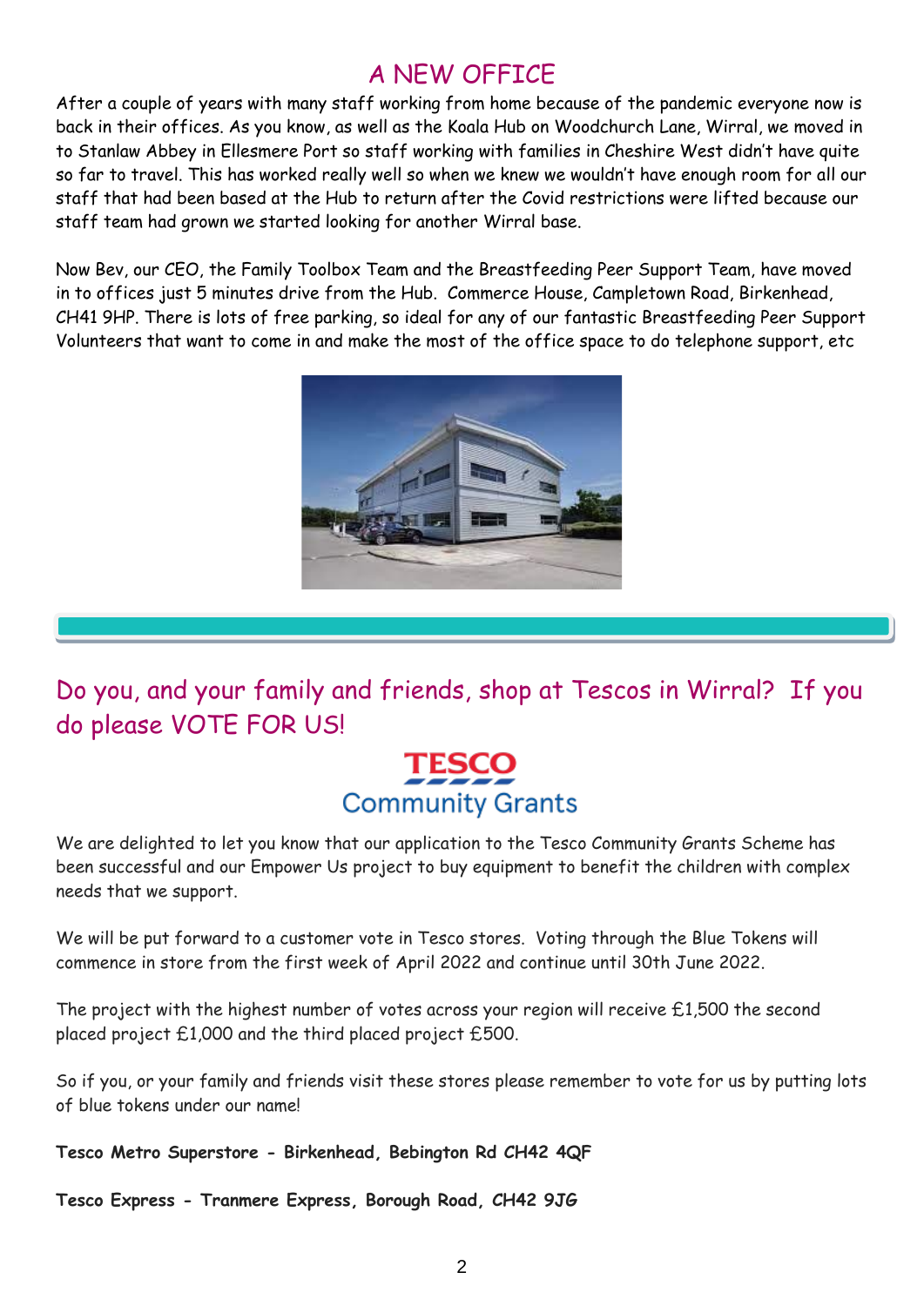# A NEW OFFICE

After a couple of years with many staff working from home because of the pandemic everyone now is back in their offices. As you know, as well as the Koala Hub on Woodchurch Lane, Wirral, we moved in to Stanlaw Abbey in Ellesmere Port so staff working with families in Cheshire West didn't have quite so far to travel. This has worked really well so when we knew we wouldn't have enough room for all our staff that had been based at the Hub to return after the Covid restrictions were lifted because our staff team had grown we started looking for another Wirral base.

Now Bev, our CEO, the Family Toolbox Team and the Breastfeeding Peer Support Team, have moved in to offices just 5 minutes drive from the Hub. Commerce House, Campletown Road, Birkenhead, CH41 9HP. There is lots of free parking, so ideal for any of our fantastic Breastfeeding Peer Support Volunteers that want to come in and make the most of the office space to do telephone support, etc

## Do you, and your family and friends, shop at Tescos in Wirral? If you do please VOTE FOR US!

TESCO Community Grants

We are delighted to let you know that our application to the Tesco Community Grants Scheme has been successful and our Empower Us project to buy equipment to benefit the children with complex needs that we support.

We will be put forward to a customer vote in Tesco stores. Voting through the Blue Tokens will commence in store from the first week of April 2022 and continue until 30th June 2022.

The project with the highest number of votes across your region will receive £1,500 the second placed project £1,000 and the third placed project £500.

So if you, or your family and friends visit these stores please remember to vote for us by putting lots of blue tokens under our name!

**Tesco Metro Superstore - Birkenhead, Bebington Rd CH42 4QF**

**Tesco Express - Tranmere Express, Borough Road, CH42 9JG**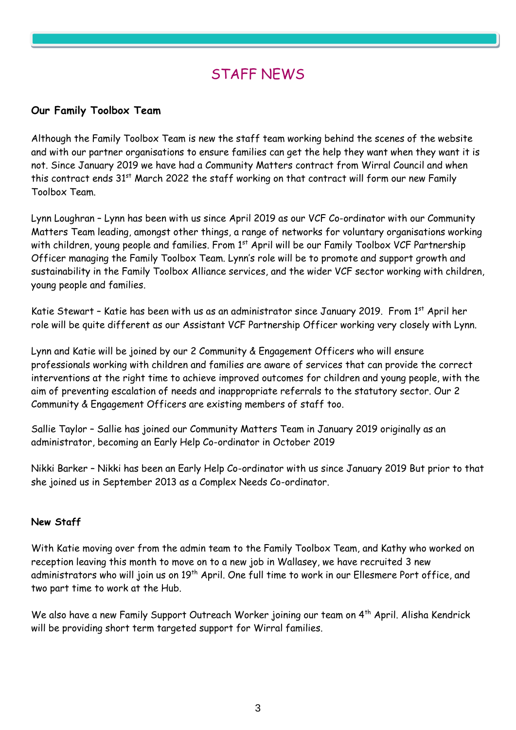# STAFF NEWS

**Our Family Toolbox Team**

Although the Family Toolbox Team is new the staff team working behind the scenes of the website and with our partner organisations to ensure families can get the help they want when they want it is not. Since January 2019 we have had a Community Matters contract from Wirral Council and when this contract ends 31st March 2022 the staff working on that contract will form our new Family Toolbox Team.

Lynn Loughran – Lynn has been with us since April 2019 as our VCF Co-ordinator with our Community Matters Team leading, amongst other things, a range of networks for voluntary organisations working with children, young people and families. From 1st April will be our Family Toolbox VCF Partnership Officer managing the Family Toolbox Team. Lynn's role will be to promote and support growth and sustainability in the Family Toolbox Alliance services, and the wider VCF sector working with children, young people and families.

Katie Stewart – Katie has been with us as an administrator since January 2019. From 1st April her role will be quite different as our Assistant VCF Partnership Officer working very closely with Lynn.

Lynn and Katie will be joined by our 2 Community & Engagement Officers who will ensure professionals working with children and families are aware of services that can provide the correct interventions at the right time to achieve improved outcomes for children and young people, with the aim of preventing escalation of needs and inappropriate referrals to the statutory sector. Our 2 Community & Engagement Officers are existing members of staff too.

Sallie Taylor – Sallie has joined our Community Matters Team in January 2019 originally as an administrator, becoming an Early Help Co-ordinator in October 2019

Nikki Barker – Nikki has been an Early Help Co-ordinator with us since January 2019 But prior to that she joined us in September 2013 as a Complex Needs Co-ordinator.

**New Staff**

With Katie moving over from the admin team to the Family Toolbox Team, and Kathy who worked on reception leaving this month to move on to a new job in Wallasey, we have recruited 3 new administrators who will join us on 19th April. One full time to work in our Ellesmere Port office, and two part time to work at the Hub.

We also have a new Family Support Outreach Worker joining our team on 4th April. Alisha Kendrick will be providing short term targeted support for Wirral families.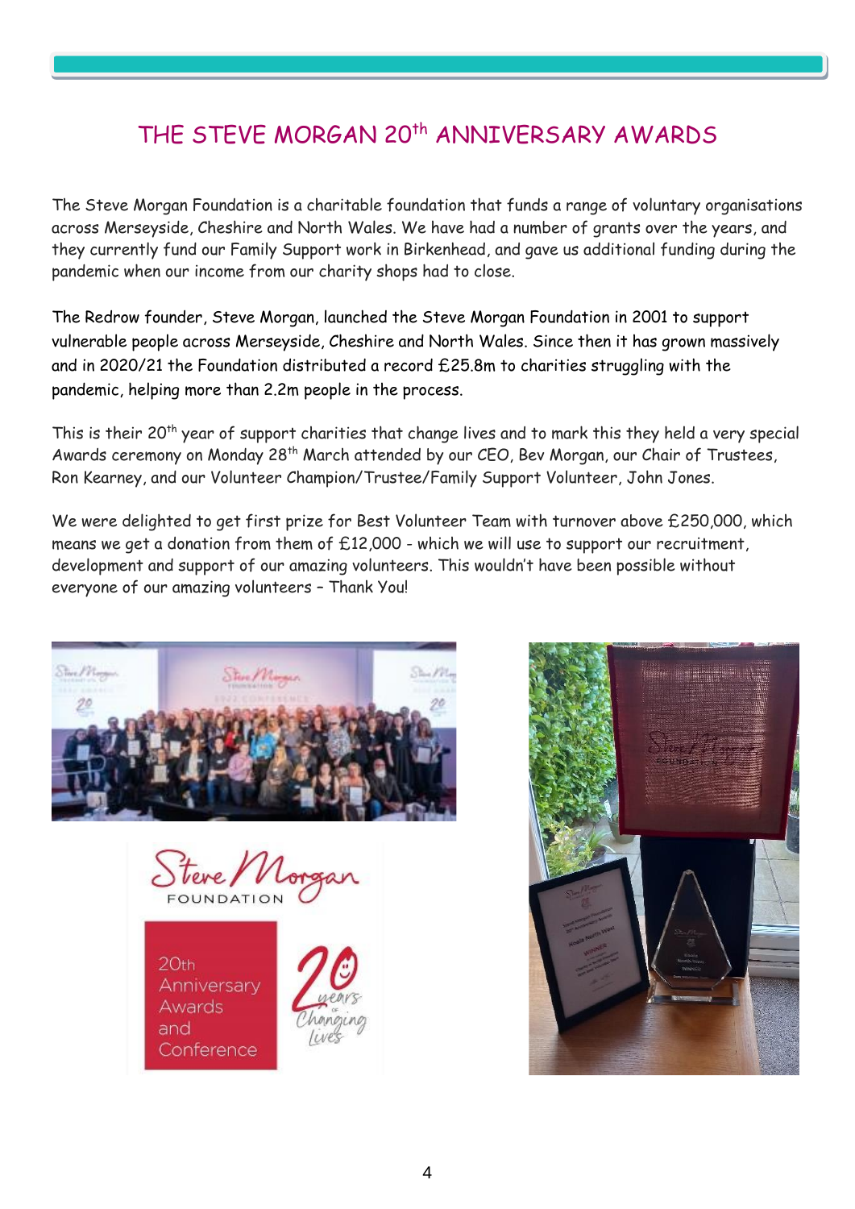## THE STEVE MORGAN 20th ANNIVERSARY AWARDS

The Steve Morgan Foundation is a charitable foundation that funds a range of voluntary organisations across Merseyside, Cheshire and North Wales. We have had a number of grants over the years, and they currently fund our Family Support work in Birkenhead, and gave us additional funding during the pandemic when our income from our charity shops had to close.

The Redrow founder, Steve Morgan, launched the Steve Morgan Foundation in 2001 to support vulnerable people across Merseyside, Cheshire and North Wales. Since then it has grown massively and in 2020/21 the Foundation distributed a record £25.8m to charities struggling with the pandemic, helping more than 2.2m people in the process.

This is their 20th year of support charities that change lives and to mark this they held a very special Awards ceremony on Monday 28th March attended by our CEO, Bev Morgan, our Chair of Trustees, Ron Kearney, and our Volunteer Champion/Trustee/Family Support Volunteer, John Jones.

We were delighted to get first prize for Best Volunteer Team with turnover above £250,000, which means we get a donation from them of £12,000 - which we will use to support our recruitment, development and support of our amazing volunteers. This wouldn't have been possible without everyone of our amazing volunteers – Thank You!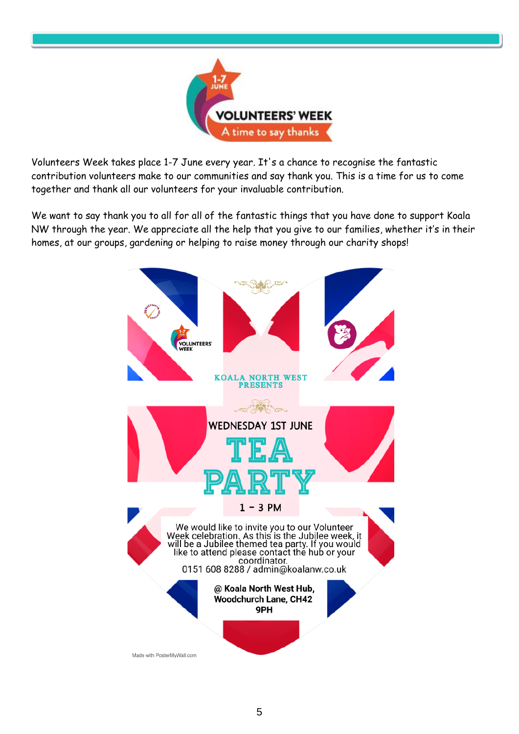# VOLUNTEERS' WEEK

1-7 JUNE

A time to say thanks

Volunteers Week takes place 1-7 June every year. It's a chance to recognise the fantastic contribution volunteers make to our communities and say thank you. This is a time for us to come together and thank all our volunteers for your invaluable contribution.

We want to say thank you to all for all of the fantastic things that you have done to support Koala NW through the year. We appreciate all the help that you give to our families, whether it's in their homes, at our groups, gardening or helping to raise money through our charity shops!

KOALA NORTH WEST PRESENTS

WEDNESDAY 1ST JUNE

## TEA PARTY

1 – 3 PM

We would like to invite you to our Volunteer Week celebration. As this is the Jubilee week, it will be a Jubilee themed tea party. If you would like to attend please contact the hub or your coordinator.
0151 608 8288 / admin@koalanw.co.uk

**@ Koala North West Hub, Woodchurch Lane, CH42 9PH**

Made with PosterMyWall.com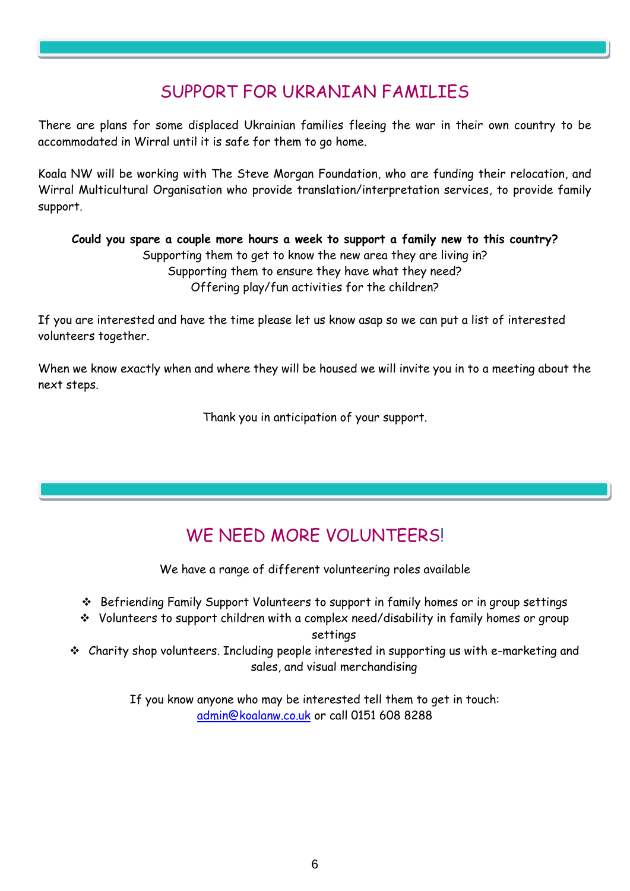## SUPPORT FOR UKRANIAN FAMILIES

There are plans for some displaced Ukrainian families fleeing the war in their own country to be accommodated in Wirral until it is safe for them to go home.

Koala NW will be working with The Steve Morgan Foundation, who are funding their relocation, and Wirral Multicultural Organisation who provide translation/interpretation services, to provide family support.

**Could you spare a couple more hours a week to support a family new to this country?**
Supporting them to get to know the new area they are living in?
Supporting them to ensure they have what they need?
Offering play/fun activities for the children?

If you are interested and have the time please let us know asap so we can put a list of interested volunteers together.

When we know exactly when and where they will be housed we will invite you in to a meeting about the next steps.

Thank you in anticipation of your support.

## WE NEED MORE VOLUNTEERS!

We have a range of different volunteering roles available

- Befriending Family Support Volunteers to support in family homes or in group settings
- Volunteers to support children with a complex need/disability in family homes or group settings
- Charity shop volunteers. Including people interested in supporting us with e-marketing and sales, and visual merchandising

If you know anyone who may be interested tell them to get in touch:
admin@koalanw.co.uk or call 0151 608 8288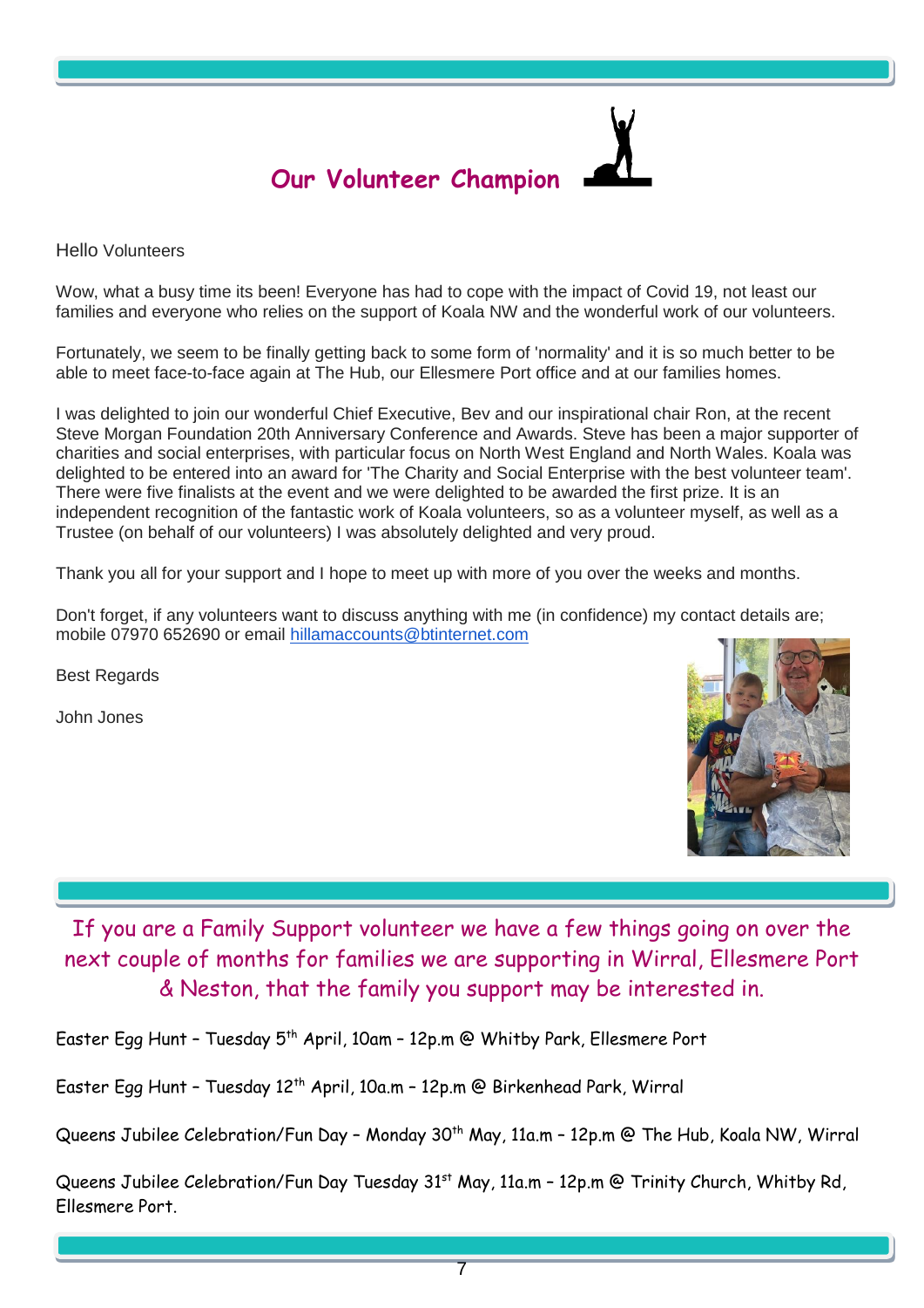## Our Volunteer Champion

Hello Volunteers

Wow, what a busy time its been! Everyone has had to cope with the impact of Covid 19, not least our families and everyone who relies on the support of Koala NW and the wonderful work of our volunteers.

Fortunately, we seem to be finally getting back to some form of 'normality' and it is so much better to be able to meet face-to-face again at The Hub, our Ellesmere Port office and at our families homes.

I was delighted to join our wonderful Chief Executive, Bev and our inspirational chair Ron, at the recent Steve Morgan Foundation 20th Anniversary Conference and Awards. Steve has been a major supporter of charities and social enterprises, with particular focus on North West England and North Wales. Koala was delighted to be entered into an award for 'The Charity and Social Enterprise with the best volunteer team'. There were five finalists at the event and we were delighted to be awarded the first prize. It is an independent recognition of the fantastic work of Koala volunteers, so as a volunteer myself, as well as a Trustee (on behalf of our volunteers) I was absolutely delighted and very proud.

Thank you all for your support and I hope to meet up with more of you over the weeks and months.

Don't forget, if any volunteers want to discuss anything with me (in confidence) my contact details are; mobile 07970 652690 or email hillamaccounts@btinternet.com

Best Regards

John Jones

---

If you are a Family Support volunteer we have a few things going on over the next couple of months for families we are supporting in Wirral, Ellesmere Port & Neston, that the family you support may be interested in.

Easter Egg Hunt – Tuesday 5th April, 10am – 12p.m @ Whitby Park, Ellesmere Port

Easter Egg Hunt – Tuesday 12th April, 10a.m – 12p.m @ Birkenhead Park, Wirral

Queens Jubilee Celebration/Fun Day – Monday 30th May, 11a.m – 12p.m @ The Hub, Koala NW, Wirral

Queens Jubilee Celebration/Fun Day Tuesday 31st May, 11a.m – 12p.m @ Trinity Church, Whitby Rd, Ellesmere Port.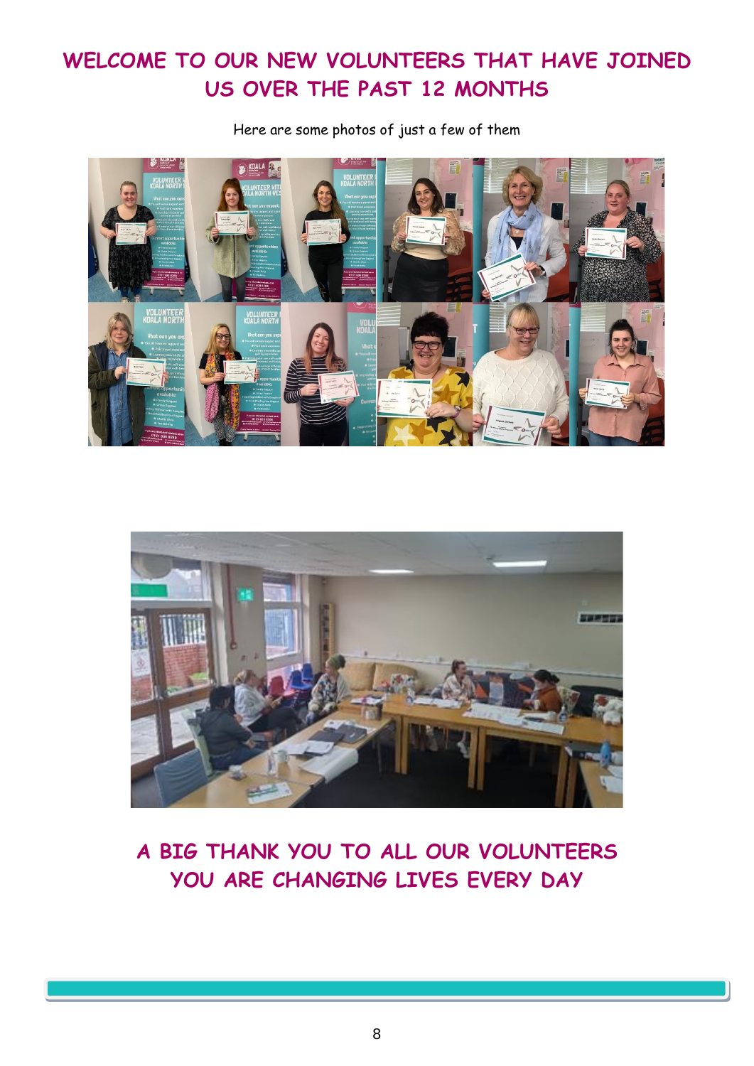# WELCOME TO OUR NEW VOLUNTEERS THAT HAVE JOINED US OVER THE PAST 12 MONTHS

Here are some photos of just a few of them

## A BIG THANK YOU TO ALL OUR VOLUNTEERS YOU ARE CHANGING LIVES EVERY DAY